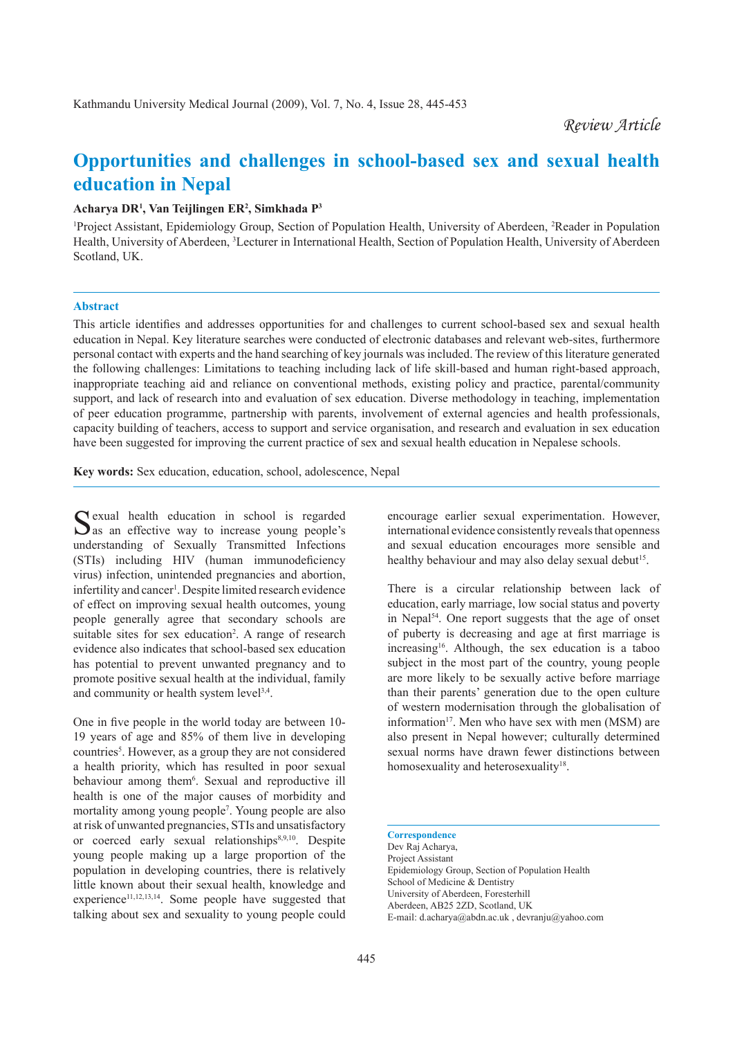*Review Article*

# Opportunities and challenges in school-based sex and sexual health education in Nepal

**Acharya DR[1], Van Teijlingen ER[2], Simkhada P[3]**

[1]Project Assistant, Epidemiology Group, Section of Population Health, University of Aberdeen, [2]Reader in Population Health, University of Aberdeen, [3]Lecturer in International Health, Section of Population Health, University of Aberdeen Scotland, UK.

## Abstract

This article identifies and addresses opportunities for and challenges to current school-based sex and sexual health education in Nepal. Key literature searches were conducted of electronic databases and relevant web-sites, furthermore personal contact with experts and the hand searching of key journals was included. The review of this literature generated the following challenges: Limitations to teaching including lack of life skill-based and human right-based approach, inappropriate teaching aid and reliance on conventional methods, existing policy and practice, parental/community support, and lack of research into and evaluation of sex education. Diverse methodology in teaching, implementation of peer education programme, partnership with parents, involvement of external agencies and health professionals, capacity building of teachers, access to support and service organisation, and research and evaluation in sex education have been suggested for improving the current practice of sex and sexual health education in Nepalese schools.

**Key words:** Sex education, education, school, adolescence, Nepal

Sexual health education in school is regarded as an effective way to increase young people's understanding of Sexually Transmitted Infections (STIs) including HIV (human immunodeficiency virus) infection, unintended pregnancies and abortion, infertility and cancer[1]. Despite limited research evidence of effect on improving sexual health outcomes, young people generally agree that secondary schools are suitable sites for sex education[2]. A range of research evidence also indicates that school-based sex education has potential to prevent unwanted pregnancy and to promote positive sexual health at the individual, family and community or health system level[3,4].

One in five people in the world today are between 10-19 years of age and 85% of them live in developing countries[5]. However, as a group they are not considered a health priority, which has resulted in poor sexual behaviour among them[6]. Sexual and reproductive ill health is one of the major causes of morbidity and mortality among young people[7]. Young people are also at risk of unwanted pregnancies, STIs and unsatisfactory or coerced early sexual relationships[8,9,10]. Despite young people making up a large proportion of the population in developing countries, there is relatively little known about their sexual health, knowledge and experience[11,12,13,14]. Some people have suggested that talking about sex and sexuality to young people could encourage earlier sexual experimentation. However, international evidence consistently reveals that openness and sexual education encourages more sensible and healthy behaviour and may also delay sexual debut[15].

There is a circular relationship between lack of education, early marriage, low social status and poverty in Nepal[54]. One report suggests that the age of onset of puberty is decreasing and age at first marriage is increasing[16]. Although, the sex education is a taboo subject in the most part of the country, young people are more likely to be sexually active before marriage than their parents' generation due to the open culture of western modernisation through the globalisation of information[17]. Men who have sex with men (MSM) are also present in Nepal however; culturally determined sexual norms have drawn fewer distinctions between homosexuality and heterosexuality[18].

**Correspondence**
Dev Raj Acharya,
Project Assistant
Epidemiology Group, Section of Population Health
School of Medicine & Dentistry
University of Aberdeen, Foresterhill
Aberdeen, AB25 2ZD, Scotland, UK
E-mail: d.acharya@abdn.ac.uk , devranju@yahoo.com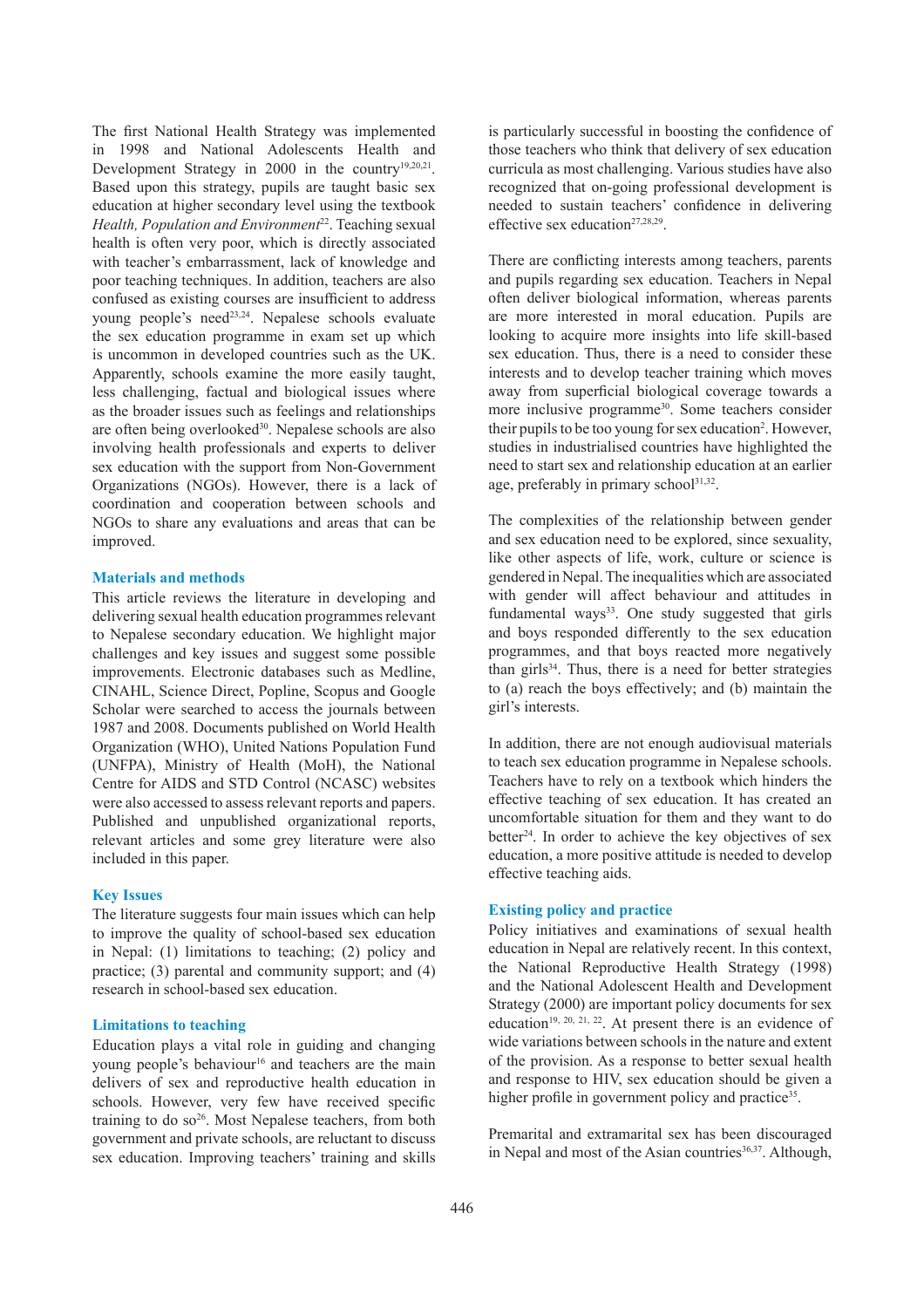The first National Health Strategy was implemented in 1998 and National Adolescents Health and Development Strategy in 2000 in the country[19,20,21]. Based upon this strategy, pupils are taught basic sex education at higher secondary level using the textbook *Health, Population and Environment*[22]. Teaching sexual health is often very poor, which is directly associated with teacher's embarrassment, lack of knowledge and poor teaching techniques. In addition, teachers are also confused as existing courses are insufficient to address young people's need[23,24]. Nepalese schools evaluate the sex education programme in exam set up which is uncommon in developed countries such as the UK. Apparently, schools examine the more easily taught, less challenging, factual and biological issues where as the broader issues such as feelings and relationships are often being overlooked[30]. Nepalese schools are also involving health professionals and experts to deliver sex education with the support from Non-Government Organizations (NGOs). However, there is a lack of coordination and cooperation between schools and NGOs to share any evaluations and areas that can be improved.

## Materials and methods

This article reviews the literature in developing and delivering sexual health education programmes relevant to Nepalese secondary education. We highlight major challenges and key issues and suggest some possible improvements. Electronic databases such as Medline, CINAHL, Science Direct, Popline, Scopus and Google Scholar were searched to access the journals between 1987 and 2008. Documents published on World Health Organization (WHO), United Nations Population Fund (UNFPA), Ministry of Health (MoH), the National Centre for AIDS and STD Control (NCASC) websites were also accessed to assess relevant reports and papers. Published and unpublished organizational reports, relevant articles and some grey literature were also included in this paper.

## Key Issues

The literature suggests four main issues which can help to improve the quality of school-based sex education in Nepal: (1) limitations to teaching; (2) policy and practice; (3) parental and community support; and (4) research in school-based sex education.

## Limitations to teaching

Education plays a vital role in guiding and changing young people's behaviour[16] and teachers are the main delivers of sex and reproductive health education in schools. However, very few have received specific training to do so[26]. Most Nepalese teachers, from both government and private schools, are reluctant to discuss sex education. Improving teachers' training and skills is particularly successful in boosting the confidence of those teachers who think that delivery of sex education curricula as most challenging. Various studies have also recognized that on-going professional development is needed to sustain teachers' confidence in delivering effective sex education[27,28,29].

There are conflicting interests among teachers, parents and pupils regarding sex education. Teachers in Nepal often deliver biological information, whereas parents are more interested in moral education. Pupils are looking to acquire more insights into life skill-based sex education. Thus, there is a need to consider these interests and to develop teacher training which moves away from superficial biological coverage towards a more inclusive programme[30]. Some teachers consider their pupils to be too young for sex education[2]. However, studies in industrialised countries have highlighted the need to start sex and relationship education at an earlier age, preferably in primary school[31,32].

The complexities of the relationship between gender and sex education need to be explored, since sexuality, like other aspects of life, work, culture or science is gendered in Nepal. The inequalities which are associated with gender will affect behaviour and attitudes in fundamental ways[33]. One study suggested that girls and boys responded differently to the sex education programmes, and that boys reacted more negatively than girls[34]. Thus, there is a need for better strategies to (a) reach the boys effectively; and (b) maintain the girl's interests.

In addition, there are not enough audiovisual materials to teach sex education programme in Nepalese schools. Teachers have to rely on a textbook which hinders the effective teaching of sex education. It has created an uncomfortable situation for them and they want to do better[24]. In order to achieve the key objectives of sex education, a more positive attitude is needed to develop effective teaching aids.

## Existing policy and practice

Policy initiatives and examinations of sexual health education in Nepal are relatively recent. In this context, the National Reproductive Health Strategy (1998) and the National Adolescent Health and Development Strategy (2000) are important policy documents for sex education[19, 20, 21, 22]. At present there is an evidence of wide variations between schools in the nature and extent of the provision. As a response to better sexual health and response to HIV, sex education should be given a higher profile in government policy and practice[35].

Premarital and extramarital sex has been discouraged in Nepal and most of the Asian countries[36,37]. Although,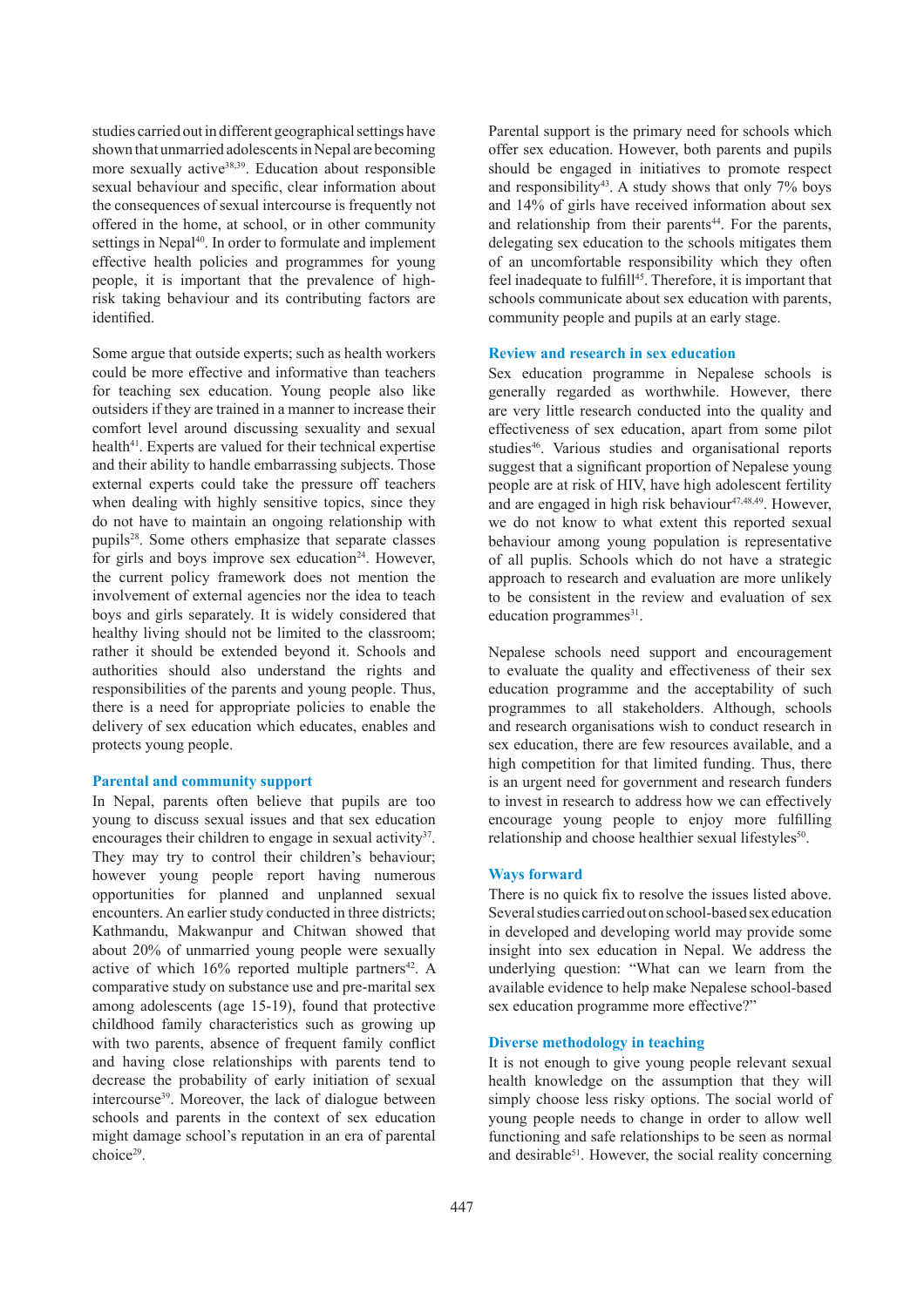studies carried out in different geographical settings have shown that unmarried adolescents in Nepal are becoming more sexually active[38,39]. Education about responsible sexual behaviour and specific, clear information about the consequences of sexual intercourse is frequently not offered in the home, at school, or in other community settings in Nepal[40]. In order to formulate and implement effective health policies and programmes for young people, it is important that the prevalence of high-risk taking behaviour and its contributing factors are identified.

Some argue that outside experts; such as health workers could be more effective and informative than teachers for teaching sex education. Young people also like outsiders if they are trained in a manner to increase their comfort level around discussing sexuality and sexual health[41]. Experts are valued for their technical expertise and their ability to handle embarrassing subjects. Those external experts could take the pressure off teachers when dealing with highly sensitive topics, since they do not have to maintain an ongoing relationship with pupils[28]. Some others emphasize that separate classes for girls and boys improve sex education[24]. However, the current policy framework does not mention the involvement of external agencies nor the idea to teach boys and girls separately. It is widely considered that healthy living should not be limited to the classroom; rather it should be extended beyond it. Schools and authorities should also understand the rights and responsibilities of the parents and young people. Thus, there is a need for appropriate policies to enable the delivery of sex education which educates, enables and protects young people.

### Parental and community support

In Nepal, parents often believe that pupils are too young to discuss sexual issues and that sex education encourages their children to engage in sexual activity[37]. They may try to control their children's behaviour; however young people report having numerous opportunities for planned and unplanned sexual encounters. An earlier study conducted in three districts; Kathmandu, Makwanpur and Chitwan showed that about 20% of unmarried young people were sexually active of which 16% reported multiple partners[42]. A comparative study on substance use and pre-marital sex among adolescents (age 15-19), found that protective childhood family characteristics such as growing up with two parents, absence of frequent family conflict and having close relationships with parents tend to decrease the probability of early initiation of sexual intercourse[39]. Moreover, the lack of dialogue between schools and parents in the context of sex education might damage school's reputation in an era of parental choice[29].

Parental support is the primary need for schools which offer sex education. However, both parents and pupils should be engaged in initiatives to promote respect and responsibility[43]. A study shows that only 7% boys and 14% of girls have received information about sex and relationship from their parents[44]. For the parents, delegating sex education to the schools mitigates them of an uncomfortable responsibility which they often feel inadequate to fulfill[45]. Therefore, it is important that schools communicate about sex education with parents, community people and pupils at an early stage.

### Review and research in sex education

Sex education programme in Nepalese schools is generally regarded as worthwhile. However, there are very little research conducted into the quality and effectiveness of sex education, apart from some pilot studies[46]. Various studies and organisational reports suggest that a significant proportion of Nepalese young people are at risk of HIV, have high adolescent fertility and are engaged in high risk behaviour[47,48,49]. However, we do not know to what extent this reported sexual behaviour among young population is representative of all puplis. Schools which do not have a strategic approach to research and evaluation are more unlikely to be consistent in the review and evaluation of sex education programmes[31].

Nepalese schools need support and encouragement to evaluate the quality and effectiveness of their sex education programme and the acceptability of such programmes to all stakeholders. Although, schools and research organisations wish to conduct research in sex education, there are few resources available, and a high competition for that limited funding. Thus, there is an urgent need for government and research funders to invest in research to address how we can effectively encourage young people to enjoy more fulfilling relationship and choose healthier sexual lifestyles[50].

### Ways forward

There is no quick fix to resolve the issues listed above. Several studies carried out on school-based sex education in developed and developing world may provide some insight into sex education in Nepal. We address the underlying question: "What can we learn from the available evidence to help make Nepalese school-based sex education programme more effective?"

### Diverse methodology in teaching

It is not enough to give young people relevant sexual health knowledge on the assumption that they will simply choose less risky options. The social world of young people needs to change in order to allow well functioning and safe relationships to be seen as normal and desirable[51]. However, the social reality concerning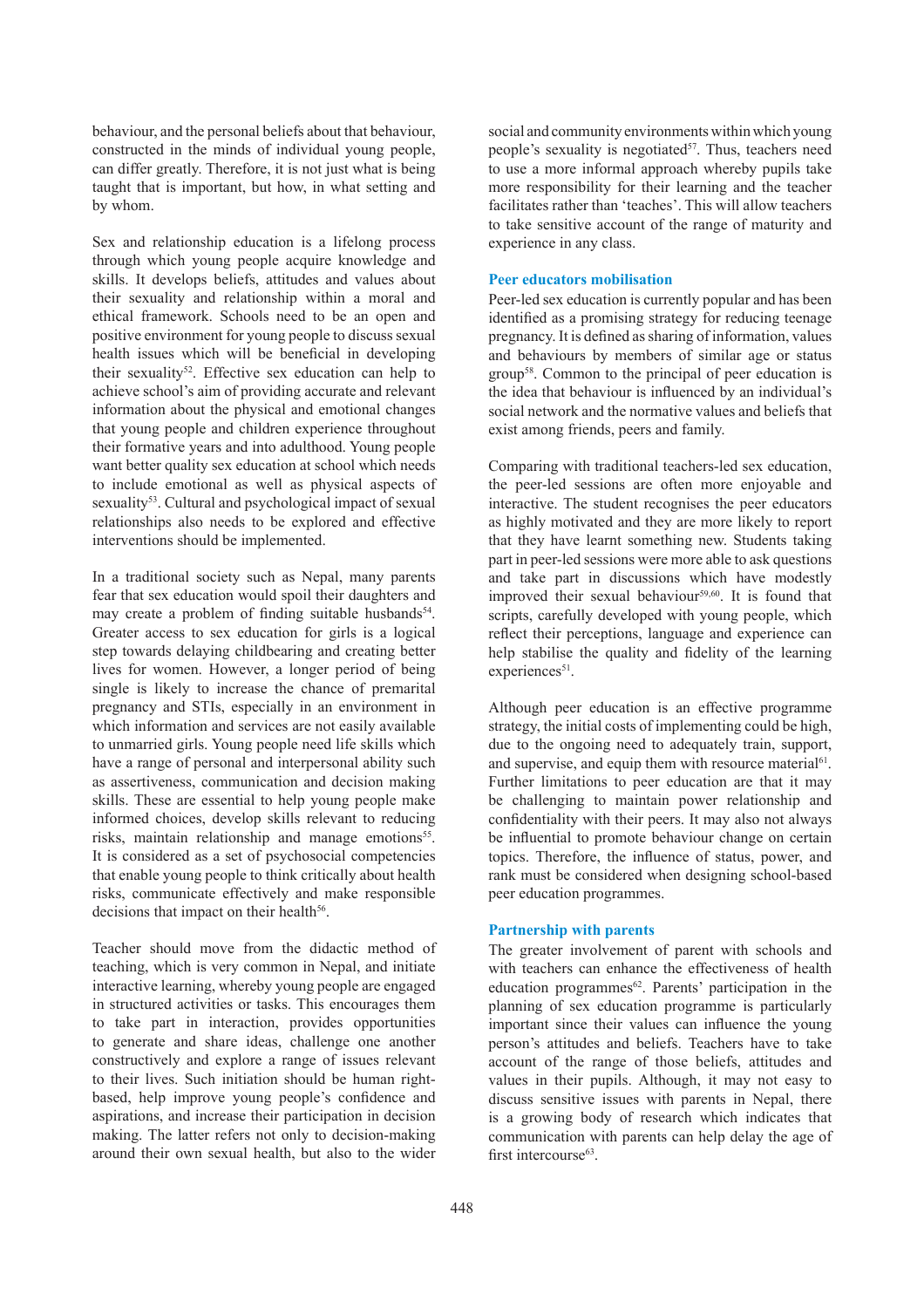behaviour, and the personal beliefs about that behaviour, constructed in the minds of individual young people, can differ greatly. Therefore, it is not just what is being taught that is important, but how, in what setting and by whom.

Sex and relationship education is a lifelong process through which young people acquire knowledge and skills. It develops beliefs, attitudes and values about their sexuality and relationship within a moral and ethical framework. Schools need to be an open and positive environment for young people to discuss sexual health issues which will be beneficial in developing their sexuality[52]. Effective sex education can help to achieve school's aim of providing accurate and relevant information about the physical and emotional changes that young people and children experience throughout their formative years and into adulthood. Young people want better quality sex education at school which needs to include emotional as well as physical aspects of sexuality[53]. Cultural and psychological impact of sexual relationships also needs to be explored and effective interventions should be implemented.

In a traditional society such as Nepal, many parents fear that sex education would spoil their daughters and may create a problem of finding suitable husbands[54]. Greater access to sex education for girls is a logical step towards delaying childbearing and creating better lives for women. However, a longer period of being single is likely to increase the chance of premarital pregnancy and STIs, especially in an environment in which information and services are not easily available to unmarried girls. Young people need life skills which have a range of personal and interpersonal ability such as assertiveness, communication and decision making skills. These are essential to help young people make informed choices, develop skills relevant to reducing risks, maintain relationship and manage emotions[55]. It is considered as a set of psychosocial competencies that enable young people to think critically about health risks, communicate effectively and make responsible decisions that impact on their health[56].

Teacher should move from the didactic method of teaching, which is very common in Nepal, and initiate interactive learning, whereby young people are engaged in structured activities or tasks. This encourages them to take part in interaction, provides opportunities to generate and share ideas, challenge one another constructively and explore a range of issues relevant to their lives. Such initiation should be human right-based, help improve young people's confidence and aspirations, and increase their participation in decision making. The latter refers not only to decision-making around their own sexual health, but also to the wider social and community environments within which young people's sexuality is negotiated[57]. Thus, teachers need to use a more informal approach whereby pupils take more responsibility for their learning and the teacher facilitates rather than 'teaches'. This will allow teachers to take sensitive account of the range of maturity and experience in any class.

### Peer educators mobilisation

Peer-led sex education is currently popular and has been identified as a promising strategy for reducing teenage pregnancy. It is defined as sharing of information, values and behaviours by members of similar age or status group[58]. Common to the principal of peer education is the idea that behaviour is influenced by an individual's social network and the normative values and beliefs that exist among friends, peers and family.

Comparing with traditional teachers-led sex education, the peer-led sessions are often more enjoyable and interactive. The student recognises the peer educators as highly motivated and they are more likely to report that they have learnt something new. Students taking part in peer-led sessions were more able to ask questions and take part in discussions which have modestly improved their sexual behaviour[59,60]. It is found that scripts, carefully developed with young people, which reflect their perceptions, language and experience can help stabilise the quality and fidelity of the learning experiences[51].

Although peer education is an effective programme strategy, the initial costs of implementing could be high, due to the ongoing need to adequately train, support, and supervise, and equip them with resource material[61]. Further limitations to peer education are that it may be challenging to maintain power relationship and confidentiality with their peers. It may also not always be influential to promote behaviour change on certain topics. Therefore, the influence of status, power, and rank must be considered when designing school-based peer education programmes.

### Partnership with parents

The greater involvement of parent with schools and with teachers can enhance the effectiveness of health education programmes[62]. Parents' participation in the planning of sex education programme is particularly important since their values can influence the young person's attitudes and beliefs. Teachers have to take account of the range of those beliefs, attitudes and values in their pupils. Although, it may not easy to discuss sensitive issues with parents in Nepal, there is a growing body of research which indicates that communication with parents can help delay the age of first intercourse[63].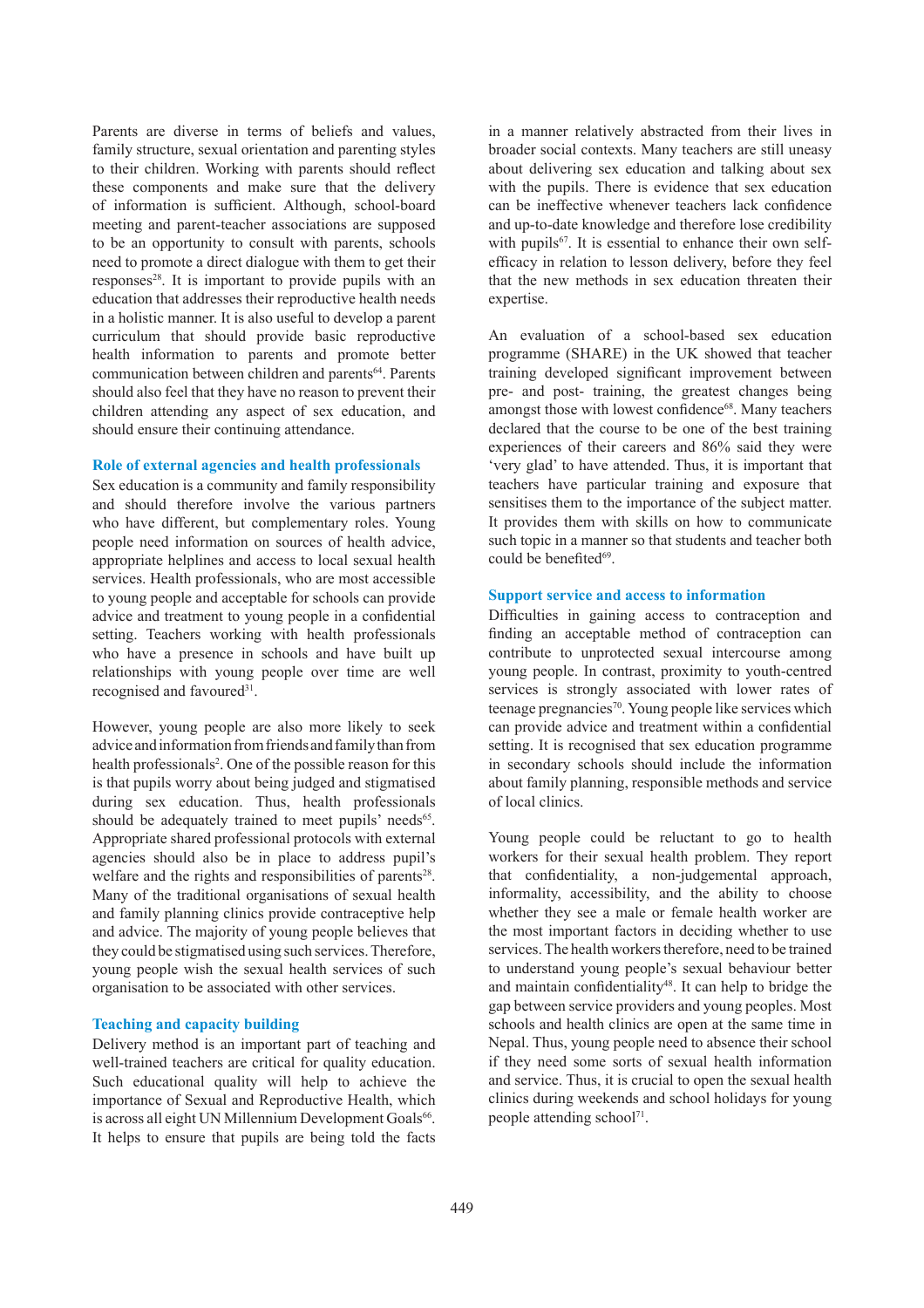Parents are diverse in terms of beliefs and values, family structure, sexual orientation and parenting styles to their children. Working with parents should reflect these components and make sure that the delivery of information is sufficient. Although, school-board meeting and parent-teacher associations are supposed to be an opportunity to consult with parents, schools need to promote a direct dialogue with them to get their responses[28]. It is important to provide pupils with an education that addresses their reproductive health needs in a holistic manner. It is also useful to develop a parent curriculum that should provide basic reproductive health information to parents and promote better communication between children and parents[64]. Parents should also feel that they have no reason to prevent their children attending any aspect of sex education, and should ensure their continuing attendance.

### Role of external agencies and health professionals

Sex education is a community and family responsibility and should therefore involve the various partners who have different, but complementary roles. Young people need information on sources of health advice, appropriate helplines and access to local sexual health services. Health professionals, who are most accessible to young people and acceptable for schools can provide advice and treatment to young people in a confidential setting. Teachers working with health professionals who have a presence in schools and have built up relationships with young people over time are well recognised and favoured[31].

However, young people are also more likely to seek advice and information from friends and family than from health professionals[2]. One of the possible reason for this is that pupils worry about being judged and stigmatised during sex education. Thus, health professionals should be adequately trained to meet pupils' needs[65]. Appropriate shared professional protocols with external agencies should also be in place to address pupil's welfare and the rights and responsibilities of parents[28]. Many of the traditional organisations of sexual health and family planning clinics provide contraceptive help and advice. The majority of young people believes that they could be stigmatised using such services. Therefore, young people wish the sexual health services of such organisation to be associated with other services.

### Teaching and capacity building

Delivery method is an important part of teaching and well-trained teachers are critical for quality education. Such educational quality will help to achieve the importance of Sexual and Reproductive Health, which is across all eight UN Millennium Development Goals[66]. It helps to ensure that pupils are being told the facts in a manner relatively abstracted from their lives in broader social contexts. Many teachers are still uneasy about delivering sex education and talking about sex with the pupils. There is evidence that sex education can be ineffective whenever teachers lack confidence and up-to-date knowledge and therefore lose credibility with pupils[67]. It is essential to enhance their own self-efficacy in relation to lesson delivery, before they feel that the new methods in sex education threaten their expertise.

An evaluation of a school-based sex education programme (SHARE) in the UK showed that teacher training developed significant improvement between pre- and post- training, the greatest changes being amongst those with lowest confidence[68]. Many teachers declared that the course to be one of the best training experiences of their careers and 86% said they were 'very glad' to have attended. Thus, it is important that teachers have particular training and exposure that sensitises them to the importance of the subject matter. It provides them with skills on how to communicate such topic in a manner so that students and teacher both could be benefited[69].

### Support service and access to information

Difficulties in gaining access to contraception and finding an acceptable method of contraception can contribute to unprotected sexual intercourse among young people. In contrast, proximity to youth-centred services is strongly associated with lower rates of teenage pregnancies[70]. Young people like services which can provide advice and treatment within a confidential setting. It is recognised that sex education programme in secondary schools should include the information about family planning, responsible methods and service of local clinics.

Young people could be reluctant to go to health workers for their sexual health problem. They report that confidentiality, a non-judgemental approach, informality, accessibility, and the ability to choose whether they see a male or female health worker are the most important factors in deciding whether to use services. The health workers therefore, need to be trained to understand young people's sexual behaviour better and maintain confidentiality[48]. It can help to bridge the gap between service providers and young peoples. Most schools and health clinics are open at the same time in Nepal. Thus, young people need to absence their school if they need some sorts of sexual health information and service. Thus, it is crucial to open the sexual health clinics during weekends and school holidays for young people attending school[71].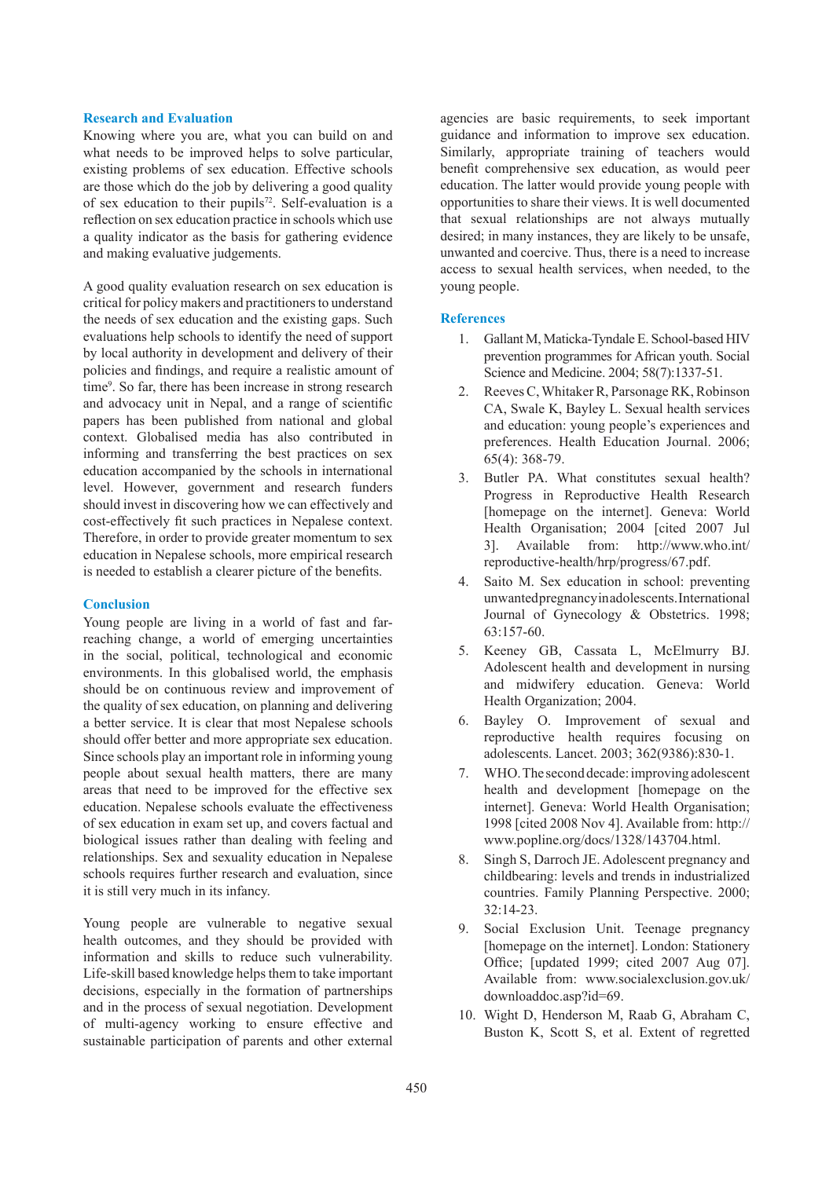## Research and Evaluation

Knowing where you are, what you can build on and what needs to be improved helps to solve particular, existing problems of sex education. Effective schools are those which do the job by delivering a good quality of sex education to their pupils[72]. Self-evaluation is a reflection on sex education practice in schools which use a quality indicator as the basis for gathering evidence and making evaluative judgements.

A good quality evaluation research on sex education is critical for policy makers and practitioners to understand the needs of sex education and the existing gaps. Such evaluations help schools to identify the need of support by local authority in development and delivery of their policies and findings, and require a realistic amount of time[9]. So far, there has been increase in strong research and advocacy unit in Nepal, and a range of scientific papers has been published from national and global context. Globalised media has also contributed in informing and transferring the best practices on sex education accompanied by the schools in international level. However, government and research funders should invest in discovering how we can effectively and cost-effectively fit such practices in Nepalese context. Therefore, in order to provide greater momentum to sex education in Nepalese schools, more empirical research is needed to establish a clearer picture of the benefits.

## Conclusion

Young people are living in a world of fast and far-reaching change, a world of emerging uncertainties in the social, political, technological and economic environments. In this globalised world, the emphasis should be on continuous review and improvement of the quality of sex education, on planning and delivering a better service. It is clear that most Nepalese schools should offer better and more appropriate sex education. Since schools play an important role in informing young people about sexual health matters, there are many areas that need to be improved for the effective sex education. Nepalese schools evaluate the effectiveness of sex education in exam set up, and covers factual and biological issues rather than dealing with feeling and relationships. Sex and sexuality education in Nepalese schools requires further research and evaluation, since it is still very much in its infancy.

Young people are vulnerable to negative sexual health outcomes, and they should be provided with information and skills to reduce such vulnerability. Life-skill based knowledge helps them to take important decisions, especially in the formation of partnerships and in the process of sexual negotiation. Development of multi-agency working to ensure effective and sustainable participation of parents and other external agencies are basic requirements, to seek important guidance and information to improve sex education. Similarly, appropriate training of teachers would benefit comprehensive sex education, as would peer education. The latter would provide young people with opportunities to share their views. It is well documented that sexual relationships are not always mutually desired; in many instances, they are likely to be unsafe, unwanted and coercive. Thus, there is a need to increase access to sexual health services, when needed, to the young people.

## References

1. Gallant M, Maticka-Tyndale E. School-based HIV prevention programmes for African youth. Social Science and Medicine. 2004; 58(7):1337-51.
2. Reeves C, Whitaker R, Parsonage RK, Robinson CA, Swale K, Bayley L. Sexual health services and education: young people's experiences and preferences. Health Education Journal. 2006; 65(4): 368-79.
3. Butler PA. What constitutes sexual health? Progress in Reproductive Health Research [homepage on the internet]. Geneva: World Health Organisation; 2004 [cited 2007 Jul 3]. Available from: http://www.who.int/reproductive-health/hrp/progress/67.pdf.
4. Saito M. Sex education in school: preventing unwanted pregnancy in adolescents. International Journal of Gynecology & Obstetrics. 1998; 63:157-60.
5. Keeney GB, Cassata L, McElmurry BJ. Adolescent health and development in nursing and midwifery education. Geneva: World Health Organization; 2004.
6. Bayley O. Improvement of sexual and reproductive health requires focusing on adolescents. Lancet. 2003; 362(9386):830-1.
7. WHO. The second decade: improving adolescent health and development [homepage on the internet]. Geneva: World Health Organisation; 1998 [cited 2008 Nov 4]. Available from: http://www.popline.org/docs/1328/143704.html.
8. Singh S, Darroch JE. Adolescent pregnancy and childbearing: levels and trends in industrialized countries. Family Planning Perspective. 2000; 32:14-23.
9. Social Exclusion Unit. Teenage pregnancy [homepage on the internet]. London: Stationery Office; [updated 1999; cited 2007 Aug 07]. Available from: www.socialexclusion.gov.uk/downloaddoc.asp?id=69.
10. Wight D, Henderson M, Raab G, Abraham C, Buston K, Scott S, et al. Extent of regretted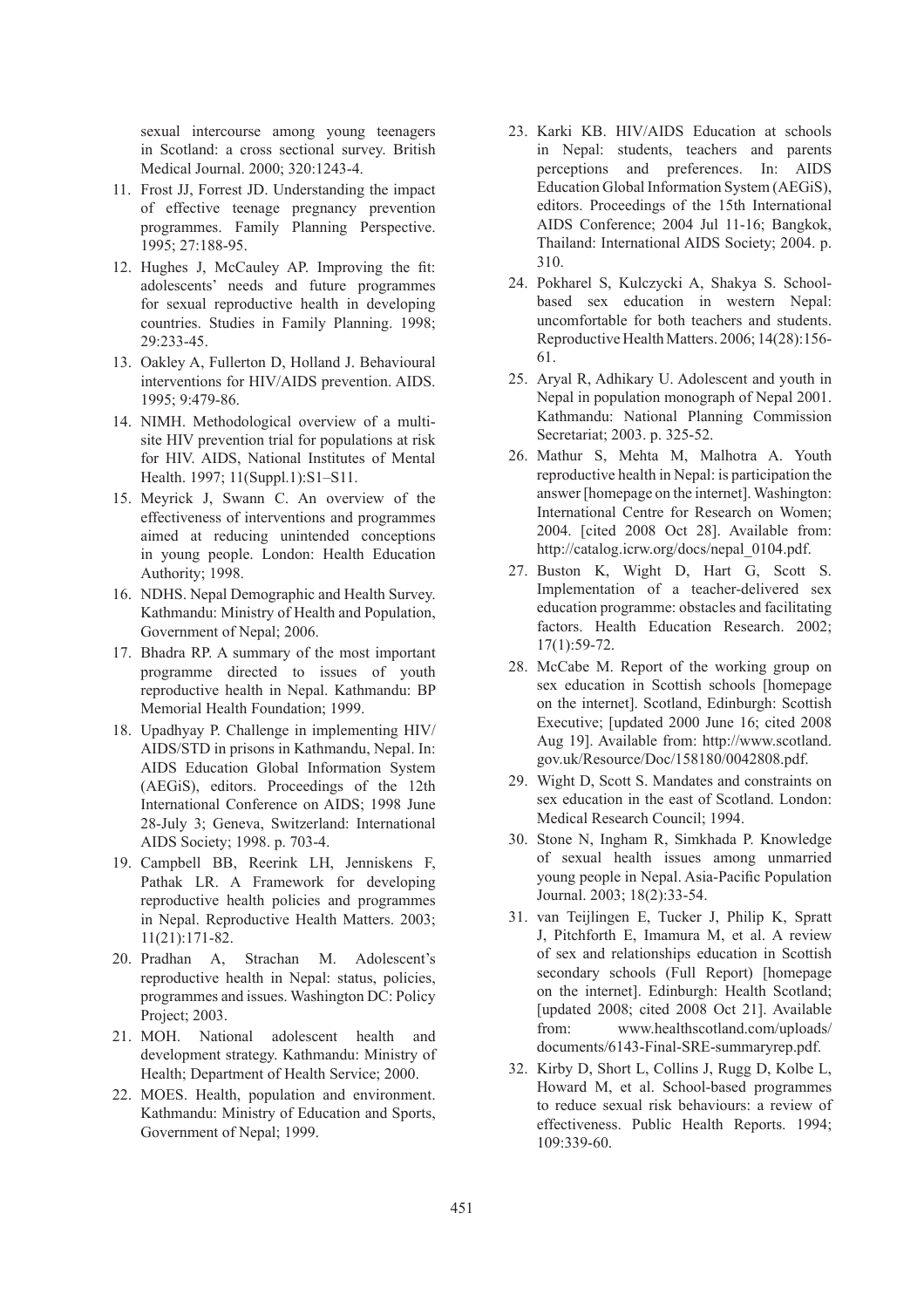sexual intercourse among young teenagers in Scotland: a cross sectional survey. British Medical Journal. 2000; 320:1243-4.

11. Frost JJ, Forrest JD. Understanding the impact of effective teenage pregnancy prevention programmes. Family Planning Perspective. 1995; 27:188-95.
12. Hughes J, McCauley AP. Improving the fit: adolescents' needs and future programmes for sexual reproductive health in developing countries. Studies in Family Planning. 1998; 29:233-45.
13. Oakley A, Fullerton D, Holland J. Behavioural interventions for HIV/AIDS prevention. AIDS. 1995; 9:479-86.
14. NIMH. Methodological overview of a multi-site HIV prevention trial for populations at risk for HIV. AIDS, National Institutes of Mental Health. 1997; 11(Suppl.1):S1–S11.
15. Meyrick J, Swann C. An overview of the effectiveness of interventions and programmes aimed at reducing unintended conceptions in young people. London: Health Education Authority; 1998.
16. NDHS. Nepal Demographic and Health Survey. Kathmandu: Ministry of Health and Population, Government of Nepal; 2006.
17. Bhadra RP. A summary of the most important programme directed to issues of youth reproductive health in Nepal. Kathmandu: BP Memorial Health Foundation; 1999.
18. Upadhyay P. Challenge in implementing HIV/AIDS/STD in prisons in Kathmandu, Nepal. In: AIDS Education Global Information System (AEGiS), editors. Proceedings of the 12th International Conference on AIDS; 1998 June 28-July 3; Geneva, Switzerland: International AIDS Society; 1998. p. 703-4.
19. Campbell BB, Reerink LH, Jenniskens F, Pathak LR. A Framework for developing reproductive health policies and programmes in Nepal. Reproductive Health Matters. 2003; 11(21):171-82.
20. Pradhan A, Strachan M. Adolescent's reproductive health in Nepal: status, policies, programmes and issues. Washington DC: Policy Project; 2003.
21. MOH. National adolescent health and development strategy. Kathmandu: Ministry of Health; Department of Health Service; 2000.
22. MOES. Health, population and environment. Kathmandu: Ministry of Education and Sports, Government of Nepal; 1999.
23. Karki KB. HIV/AIDS Education at schools in Nepal: students, teachers and parents perceptions and preferences. In: AIDS Education Global Information System (AEGiS), editors. Proceedings of the 15th International AIDS Conference; 2004 Jul 11-16; Bangkok, Thailand: International AIDS Society; 2004. p. 310.
24. Pokharel S, Kulczycki A, Shakya S. School-based sex education in western Nepal: uncomfortable for both teachers and students. Reproductive Health Matters. 2006; 14(28):156-61.
25. Aryal R, Adhikary U. Adolescent and youth in Nepal in population monograph of Nepal 2001. Kathmandu: National Planning Commission Secretariat; 2003. p. 325-52.
26. Mathur S, Mehta M, Malhotra A. Youth reproductive health in Nepal: is participation the answer [homepage on the internet]. Washington: International Centre for Research on Women; 2004. [cited 2008 Oct 28]. Available from: http://catalog.icrw.org/docs/nepal_0104.pdf.
27. Buston K, Wight D, Hart G, Scott S. Implementation of a teacher-delivered sex education programme: obstacles and facilitating factors. Health Education Research. 2002; 17(1):59-72.
28. McCabe M. Report of the working group on sex education in Scottish schools [homepage on the internet]. Scotland, Edinburgh: Scottish Executive; [updated 2000 June 16; cited 2008 Aug 19]. Available from: http://www.scotland.gov.uk/Resource/Doc/158180/0042808.pdf.
29. Wight D, Scott S. Mandates and constraints on sex education in the east of Scotland. London: Medical Research Council; 1994.
30. Stone N, Ingham R, Simkhada P. Knowledge of sexual health issues among unmarried young people in Nepal. Asia-Pacific Population Journal. 2003; 18(2):33-54.
31. van Teijlingen E, Tucker J, Philip K, Spratt J, Pitchforth E, Imamura M, et al. A review of sex and relationships education in Scottish secondary schools (Full Report) [homepage on the internet]. Edinburgh: Health Scotland; [updated 2008; cited 2008 Oct 21]. Available from: www.healthscotland.com/uploads/documents/6143-Final-SRE-summaryrep.pdf.
32. Kirby D, Short L, Collins J, Rugg D, Kolbe L, Howard M, et al. School-based programmes to reduce sexual risk behaviours: a review of effectiveness. Public Health Reports. 1994; 109:339-60.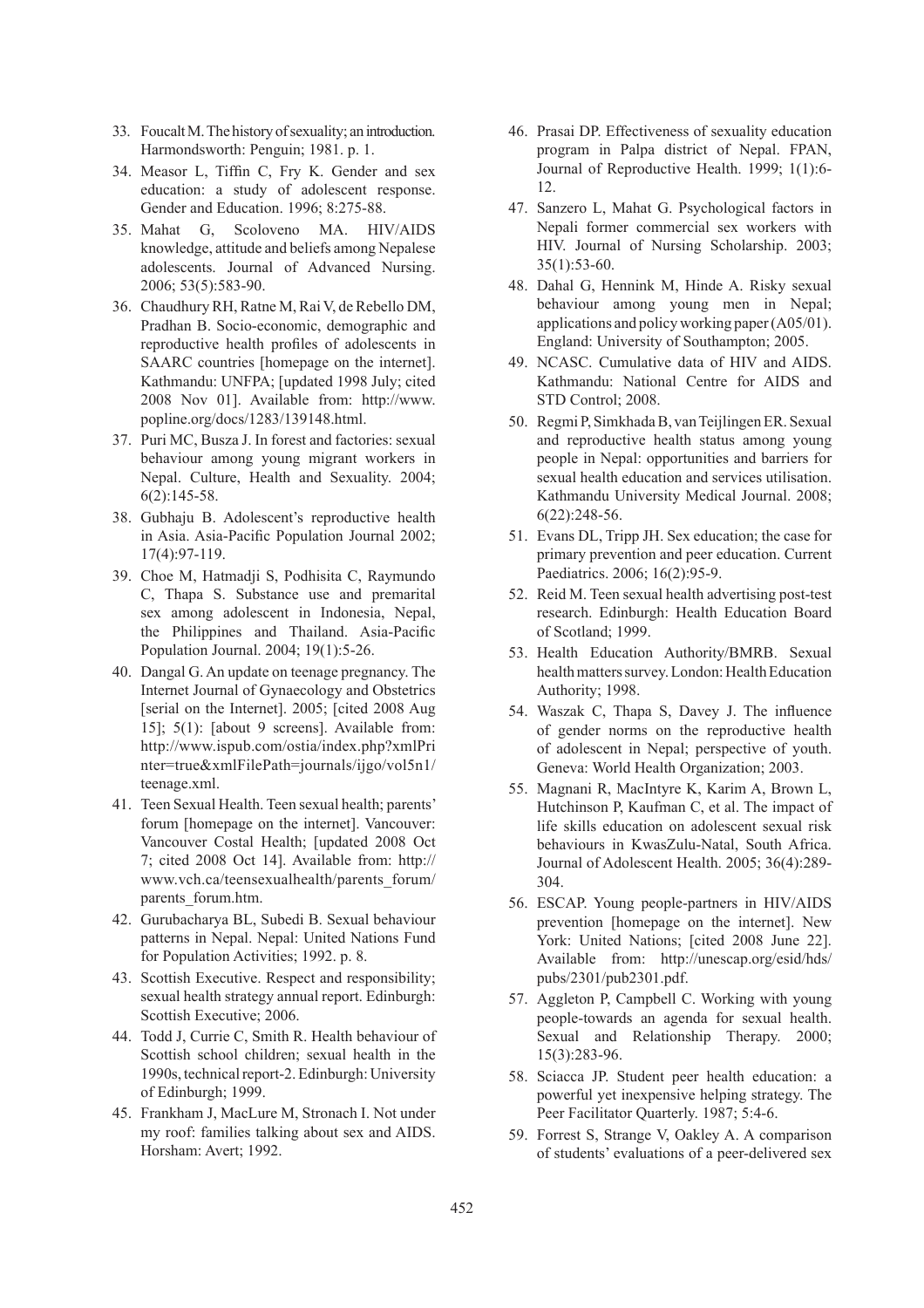33. Foucalt M. The history of sexuality; an introduction. Harmondsworth: Penguin; 1981. p. 1.
34. Measor L, Tiffin C, Fry K. Gender and sex education: a study of adolescent response. Gender and Education. 1996; 8:275-88.
35. Mahat G, Scoloveno MA. HIV/AIDS knowledge, attitude and beliefs among Nepalese adolescents. Journal of Advanced Nursing. 2006; 53(5):583-90.
36. Chaudhury RH, Ratne M, Rai V, de Rebello DM, Pradhan B. Socio-economic, demographic and reproductive health profiles of adolescents in SAARC countries [homepage on the internet]. Kathmandu: UNFPA; [updated 1998 July; cited 2008 Nov 01]. Available from: http://www.popline.org/docs/1283/139148.html.
37. Puri MC, Busza J. In forest and factories: sexual behaviour among young migrant workers in Nepal. Culture, Health and Sexuality. 2004; 6(2):145-58.
38. Gubhaju B. Adolescent's reproductive health in Asia. Asia-Pacific Population Journal 2002; 17(4):97-119.
39. Choe M, Hatmadji S, Podhisita C, Raymundo C, Thapa S. Substance use and premarital sex among adolescent in Indonesia, Nepal, the Philippines and Thailand. Asia-Pacific Population Journal. 2004; 19(1):5-26.
40. Dangal G. An update on teenage pregnancy. The Internet Journal of Gynaecology and Obstetrics [serial on the Internet]. 2005; [cited 2008 Aug 15]; 5(1): [about 9 screens]. Available from: http://www.ispub.com/ostia/index.php?xmlPrinter=true&xmlFilePath=journals/ijgo/vol5n1/teenage.xml.
41. Teen Sexual Health. Teen sexual health; parents' forum [homepage on the internet]. Vancouver: Vancouver Costal Health; [updated 2008 Oct 7; cited 2008 Oct 14]. Available from: http://www.vch.ca/teensexualhealth/parents_forum/parents_forum.htm.
42. Gurubacharya BL, Subedi B. Sexual behaviour patterns in Nepal. Nepal: United Nations Fund for Population Activities; 1992. p. 8.
43. Scottish Executive. Respect and responsibility; sexual health strategy annual report. Edinburgh: Scottish Executive; 2006.
44. Todd J, Currie C, Smith R. Health behaviour of Scottish school children; sexual health in the 1990s, technical report-2. Edinburgh: University of Edinburgh; 1999.
45. Frankham J, MacLure M, Stronach I. Not under my roof: families talking about sex and AIDS. Horsham: Avert; 1992.
46. Prasai DP. Effectiveness of sexuality education program in Palpa district of Nepal. FPAN, Journal of Reproductive Health. 1999; 1(1):6-12.
47. Sanzero L, Mahat G. Psychological factors in Nepali former commercial sex workers with HIV. Journal of Nursing Scholarship. 2003; 35(1):53-60.
48. Dahal G, Hennink M, Hinde A. Risky sexual behaviour among young men in Nepal; applications and policy working paper (A05/01). England: University of Southampton; 2005.
49. NCASC. Cumulative data of HIV and AIDS. Kathmandu: National Centre for AIDS and STD Control; 2008.
50. Regmi P, Simkhada B, van Teijlingen ER. Sexual and reproductive health status among young people in Nepal: opportunities and barriers for sexual health education and services utilisation. Kathmandu University Medical Journal. 2008; 6(22):248-56.
51. Evans DL, Tripp JH. Sex education; the case for primary prevention and peer education. Current Paediatrics. 2006; 16(2):95-9.
52. Reid M. Teen sexual health advertising post-test research. Edinburgh: Health Education Board of Scotland; 1999.
53. Health Education Authority/BMRB. Sexual health matters survey. London: Health Education Authority; 1998.
54. Waszak C, Thapa S, Davey J. The influence of gender norms on the reproductive health of adolescent in Nepal; perspective of youth. Geneva: World Health Organization; 2003.
55. Magnani R, MacIntyre K, Karim A, Brown L, Hutchinson P, Kaufman C, et al. The impact of life skills education on adolescent sexual risk behaviours in KwasZulu-Natal, South Africa. Journal of Adolescent Health. 2005; 36(4):289-304.
56. ESCAP. Young people-partners in HIV/AIDS prevention [homepage on the internet]. New York: United Nations; [cited 2008 June 22]. Available from: http://unescap.org/esid/hds/pubs/2301/pub2301.pdf.
57. Aggleton P, Campbell C. Working with young people-towards an agenda for sexual health. Sexual and Relationship Therapy. 2000; 15(3):283-96.
58. Sciacca JP. Student peer health education: a powerful yet inexpensive helping strategy. The Peer Facilitator Quarterly. 1987; 5:4-6.
59. Forrest S, Strange V, Oakley A. A comparison of students' evaluations of a peer-delivered sex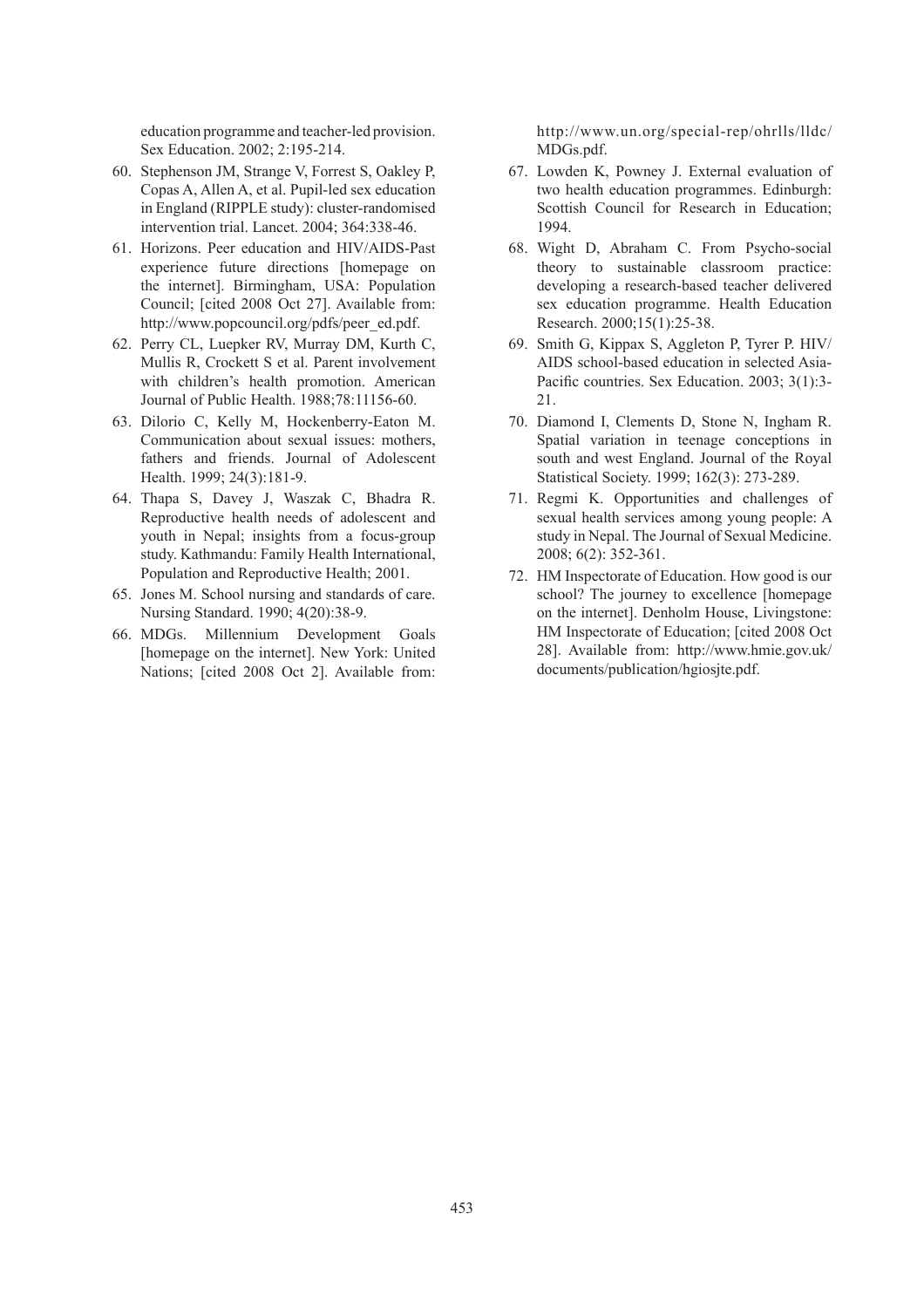education programme and teacher-led provision. Sex Education. 2002; 2:195-214.

60. Stephenson JM, Strange V, Forrest S, Oakley P, Copas A, Allen A, et al. Pupil-led sex education in England (RIPPLE study): cluster-randomised intervention trial. Lancet. 2004; 364:338-46.
61. Horizons. Peer education and HIV/AIDS-Past experience future directions [homepage on the internet]. Birmingham, USA: Population Council; [cited 2008 Oct 27]. Available from: http://www.popcouncil.org/pdfs/peer_ed.pdf.
62. Perry CL, Luepker RV, Murray DM, Kurth C, Mullis R, Crockett S et al. Parent involvement with children's health promotion. American Journal of Public Health. 1988;78:11156-60.
63. Dilorio C, Kelly M, Hockenberry-Eaton M. Communication about sexual issues: mothers, fathers and friends. Journal of Adolescent Health. 1999; 24(3):181-9.
64. Thapa S, Davey J, Waszak C, Bhadra R. Reproductive health needs of adolescent and youth in Nepal; insights from a focus-group study. Kathmandu: Family Health International, Population and Reproductive Health; 2001.
65. Jones M. School nursing and standards of care. Nursing Standard. 1990; 4(20):38-9.
66. MDGs. Millennium Development Goals [homepage on the internet]. New York: United Nations; [cited 2008 Oct 2]. Available from: http://www.un.org/special-rep/ohrlls/lldc/MDGs.pdf.
67. Lowden K, Powney J. External evaluation of two health education programmes. Edinburgh: Scottish Council for Research in Education; 1994.
68. Wight D, Abraham C. From Psycho-social theory to sustainable classroom practice: developing a research-based teacher delivered sex education programme. Health Education Research. 2000;15(1):25-38.
69. Smith G, Kippax S, Aggleton P, Tyrer P. HIV/AIDS school-based education in selected Asia-Pacific countries. Sex Education. 2003; 3(1):3-21.
70. Diamond I, Clements D, Stone N, Ingham R. Spatial variation in teenage conceptions in south and west England. Journal of the Royal Statistical Society. 1999; 162(3): 273-289.
71. Regmi K. Opportunities and challenges of sexual health services among young people: A study in Nepal. The Journal of Sexual Medicine. 2008; 6(2): 352-361.
72. HM Inspectorate of Education. How good is our school? The journey to excellence [homepage on the internet]. Denholm House, Livingstone: HM Inspectorate of Education; [cited 2008 Oct 28]. Available from: http://www.hmie.gov.uk/documents/publication/hgiosjte.pdf.